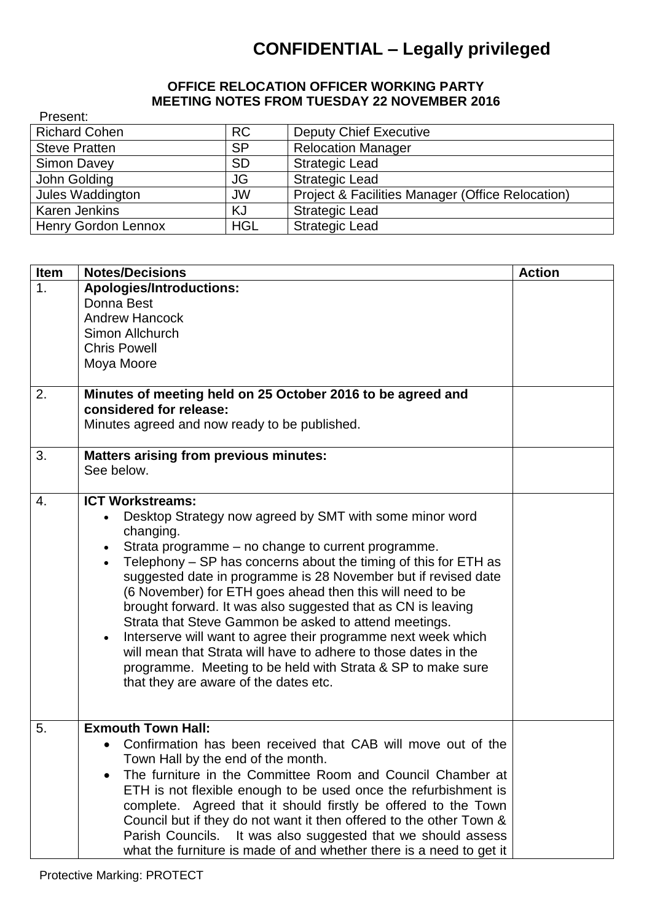# CONFIDENTIAL – Legally privileged

**OFFICE RELOCATION OFFICER WORKING PARTY**
**MEETING NOTES FROM TUESDAY 22 NOVEMBER 2016**

Present:

| Name | Initials | Role |
|---|---|---|
| Richard Cohen | RC | Deputy Chief Executive |
| Steve Pratten | SP | Relocation Manager |
| Simon Davey | SD | Strategic Lead |
| John Golding | JG | Strategic Lead |
| Jules Waddington | JW | Project & Facilities Manager (Office Relocation) |
| Karen Jenkins | KJ | Strategic Lead |
| Henry Gordon Lennox | HGL | Strategic Lead |

| Item | Notes/Decisions | Action |
|---|---|---|
| 1. | **Apologies/Introductions:**<br>Donna Best<br>Andrew Hancock<br>Simon Allchurch<br>Chris Powell<br>Moya Moore | |
| 2. | **Minutes of meeting held on 25 October 2016 to be agreed and considered for release:**<br>Minutes agreed and now ready to be published. | |
| 3. | **Matters arising from previous minutes:**<br>See below. | |
| 4. | **ICT Workstreams:**<br>• Desktop Strategy now agreed by SMT with some minor word changing.<br>• Strata programme – no change to current programme.<br>• Telephony – SP has concerns about the timing of this for ETH as suggested date in programme is 28 November but if revised date (6 November) for ETH goes ahead then this will need to be brought forward. It was also suggested that as CN is leaving Strata that Steve Gammon be asked to attend meetings.<br>• Interserve will want to agree their programme next week which will mean that Strata will have to adhere to those dates in the programme. Meeting to be held with Strata & SP to make sure that they are aware of the dates etc. | |
| 5. | **Exmouth Town Hall:**<br>• Confirmation has been received that CAB will move out of the Town Hall by the end of the month.<br>• The furniture in the Committee Room and Council Chamber at ETH is not flexible enough to be used once the refurbishment is complete. Agreed that it should firstly be offered to the Town Council but if they do not want it then offered to the other Town & Parish Councils. It was also suggested that we should assess what the furniture is made of and whether there is a need to get it | |

Protective Marking: PROTECT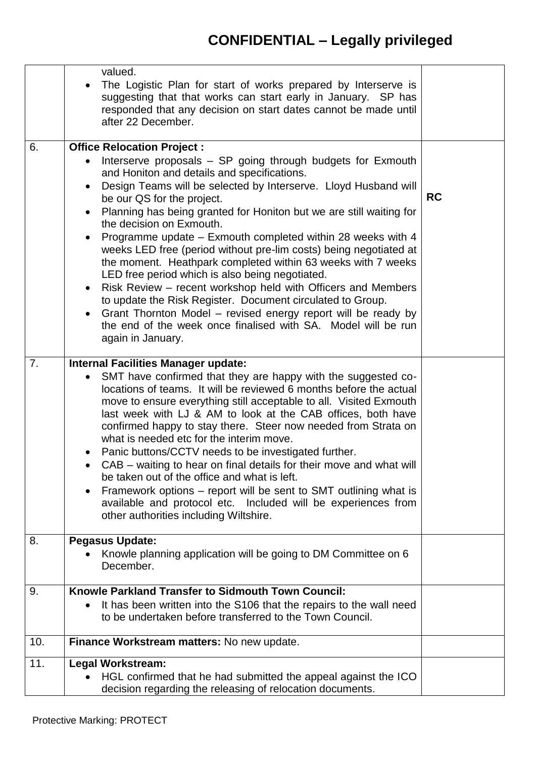# CONFIDENTIAL – Legally privileged

| | | |
|---|---|---|
| | valued.<br>• The Logistic Plan for start of works prepared by Interserve is suggesting that that works can start early in January. SP has responded that any decision on start dates cannot be made until after 22 December. | |
| 6. | **Office Relocation Project :**<br>• Interserve proposals – SP going through budgets for Exmouth and Honiton and details and specifications.<br>• Design Teams will be selected by Interserve. Lloyd Husband will be our QS for the project.<br>• Planning has being granted for Honiton but we are still waiting for the decision on Exmouth.<br>• Programme update – Exmouth completed within 28 weeks with 4 weeks LED free (period without pre-lim costs) being negotiated at the moment. Heathpark completed within 63 weeks with 7 weeks LED free period which is also being negotiated.<br>• Risk Review – recent workshop held with Officers and Members to update the Risk Register. Document circulated to Group.<br>• Grant Thornton Model – revised energy report will be ready by the end of the week once finalised with SA. Model will be run again in January. | **RC** |
| 7. | **Internal Facilities Manager update:**<br>• SMT have confirmed that they are happy with the suggested co-locations of teams. It will be reviewed 6 months before the actual move to ensure everything still acceptable to all. Visited Exmouth last week with LJ & AM to look at the CAB offices, both have confirmed happy to stay there. Steer now needed from Strata on what is needed etc for the interim move.<br>• Panic buttons/CCTV needs to be investigated further.<br>• CAB – waiting to hear on final details for their move and what will be taken out of the office and what is left.<br>• Framework options – report will be sent to SMT outlining what is available and protocol etc. Included will be experiences from other authorities including Wiltshire. | |
| 8. | **Pegasus Update:**<br>• Knowle planning application will be going to DM Committee on 6 December. | |
| 9. | **Knowle Parkland Transfer to Sidmouth Town Council:**<br>• It has been written into the S106 that the repairs to the wall need to be undertaken before transferred to the Town Council. | |
| 10. | **Finance Workstream matters:** No new update. | |
| 11. | **Legal Workstream:**<br>• HGL confirmed that he had submitted the appeal against the ICO decision regarding the releasing of relocation documents. | |

Protective Marking: PROTECT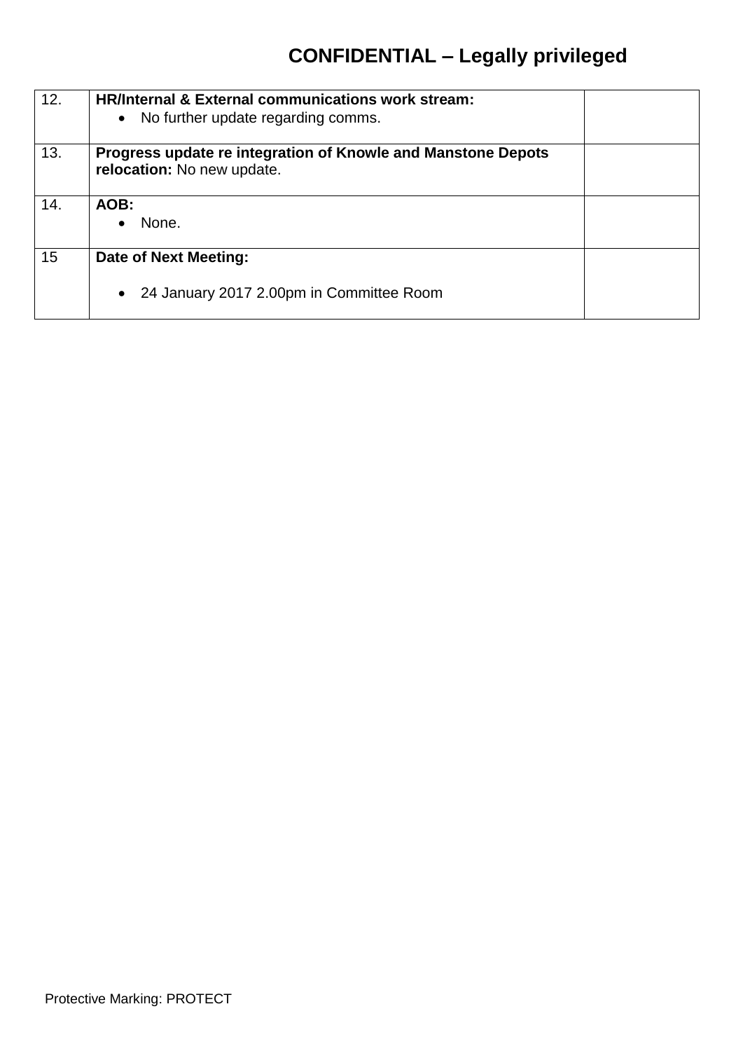# CONFIDENTIAL – Legally privileged

| | | |
|---|---|---|
| 12. | **HR/Internal & External communications work stream:**<br>• No further update regarding comms. | |
| 13. | **Progress update re integration of Knowle and Manstone Depots relocation:** No new update. | |
| 14. | **AOB:**<br>• None. | |
| 15 | **Date of Next Meeting:**<br>• 24 January 2017 2.00pm in Committee Room | |

Protective Marking: PROTECT